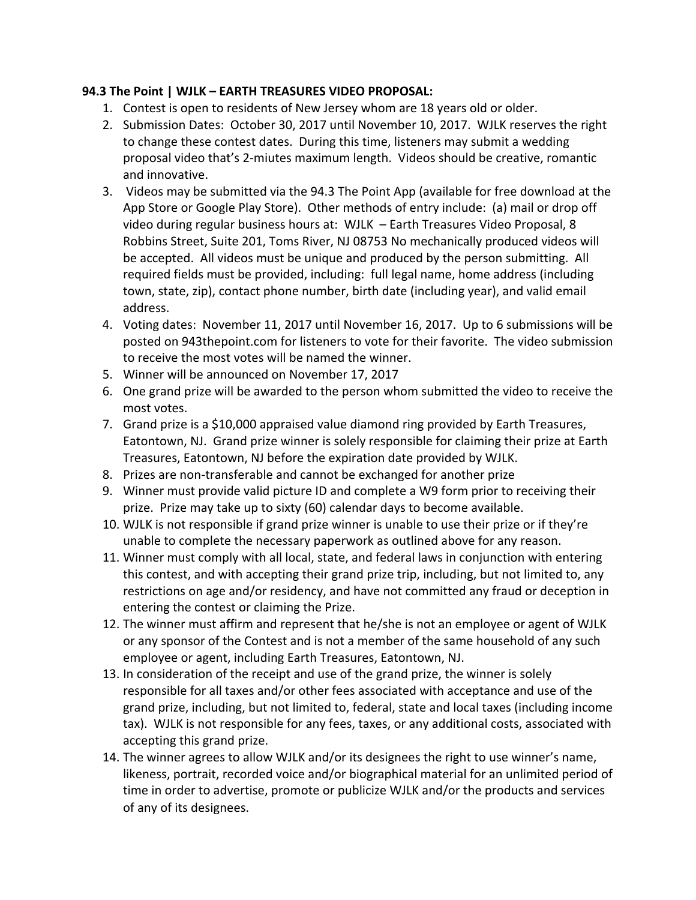**94.3 The Point | WJLK – EARTH TREASURES VIDEO PROPOSAL:**

1. Contest is open to residents of New Jersey whom are 18 years old or older.
2. Submission Dates: October 30, 2017 until November 10, 2017. WJLK reserves the right to change these contest dates. During this time, listeners may submit a wedding proposal video that's 2-miutes maximum length. Videos should be creative, romantic and innovative.
3. Videos may be submitted via the 94.3 The Point App (available for free download at the App Store or Google Play Store). Other methods of entry include: (a) mail or drop off video during regular business hours at: WJLK – Earth Treasures Video Proposal, 8 Robbins Street, Suite 201, Toms River, NJ 08753 No mechanically produced videos will be accepted. All videos must be unique and produced by the person submitting. All required fields must be provided, including: full legal name, home address (including town, state, zip), contact phone number, birth date (including year), and valid email address.
4. Voting dates: November 11, 2017 until November 16, 2017. Up to 6 submissions will be posted on 943thepoint.com for listeners to vote for their favorite. The video submission to receive the most votes will be named the winner.
5. Winner will be announced on November 17, 2017
6. One grand prize will be awarded to the person whom submitted the video to receive the most votes.
7. Grand prize is a $10,000 appraised value diamond ring provided by Earth Treasures, Eatontown, NJ. Grand prize winner is solely responsible for claiming their prize at Earth Treasures, Eatontown, NJ before the expiration date provided by WJLK.
8. Prizes are non-transferable and cannot be exchanged for another prize
9. Winner must provide valid picture ID and complete a W9 form prior to receiving their prize. Prize may take up to sixty (60) calendar days to become available.
10. WJLK is not responsible if grand prize winner is unable to use their prize or if they're unable to complete the necessary paperwork as outlined above for any reason.
11. Winner must comply with all local, state, and federal laws in conjunction with entering this contest, and with accepting their grand prize trip, including, but not limited to, any restrictions on age and/or residency, and have not committed any fraud or deception in entering the contest or claiming the Prize.
12. The winner must affirm and represent that he/she is not an employee or agent of WJLK or any sponsor of the Contest and is not a member of the same household of any such employee or agent, including Earth Treasures, Eatontown, NJ.
13. In consideration of the receipt and use of the grand prize, the winner is solely responsible for all taxes and/or other fees associated with acceptance and use of the grand prize, including, but not limited to, federal, state and local taxes (including income tax). WJLK is not responsible for any fees, taxes, or any additional costs, associated with accepting this grand prize.
14. The winner agrees to allow WJLK and/or its designees the right to use winner's name, likeness, portrait, recorded voice and/or biographical material for an unlimited period of time in order to advertise, promote or publicize WJLK and/or the products and services of any of its designees.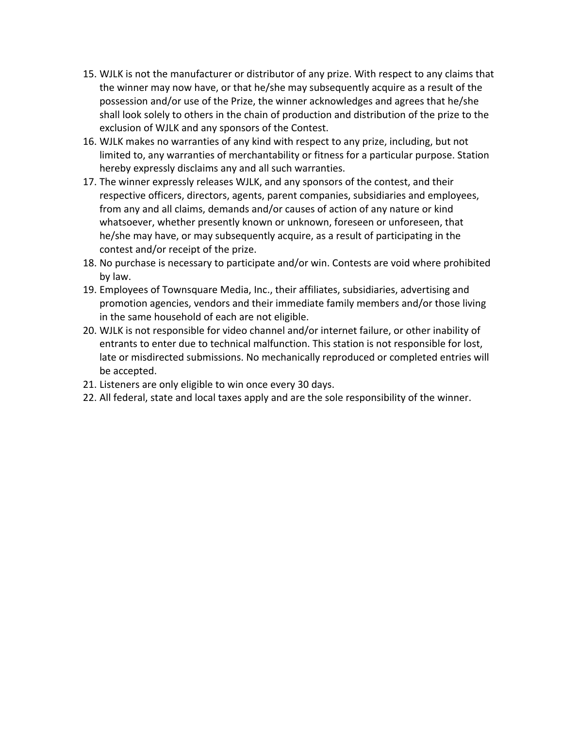15. WJLK is not the manufacturer or distributor of any prize. With respect to any claims that the winner may now have, or that he/she may subsequently acquire as a result of the possession and/or use of the Prize, the winner acknowledges and agrees that he/she shall look solely to others in the chain of production and distribution of the prize to the exclusion of WJLK and any sponsors of the Contest.
16. WJLK makes no warranties of any kind with respect to any prize, including, but not limited to, any warranties of merchantability or fitness for a particular purpose. Station hereby expressly disclaims any and all such warranties.
17. The winner expressly releases WJLK, and any sponsors of the contest, and their respective officers, directors, agents, parent companies, subsidiaries and employees, from any and all claims, demands and/or causes of action of any nature or kind whatsoever, whether presently known or unknown, foreseen or unforeseen, that he/she may have, or may subsequently acquire, as a result of participating in the contest and/or receipt of the prize.
18. No purchase is necessary to participate and/or win. Contests are void where prohibited by law.
19. Employees of Townsquare Media, Inc., their affiliates, subsidiaries, advertising and promotion agencies, vendors and their immediate family members and/or those living in the same household of each are not eligible.
20. WJLK is not responsible for video channel and/or internet failure, or other inability of entrants to enter due to technical malfunction. This station is not responsible for lost, late or misdirected submissions. No mechanically reproduced or completed entries will be accepted.
21. Listeners are only eligible to win once every 30 days.
22. All federal, state and local taxes apply and are the sole responsibility of the winner.